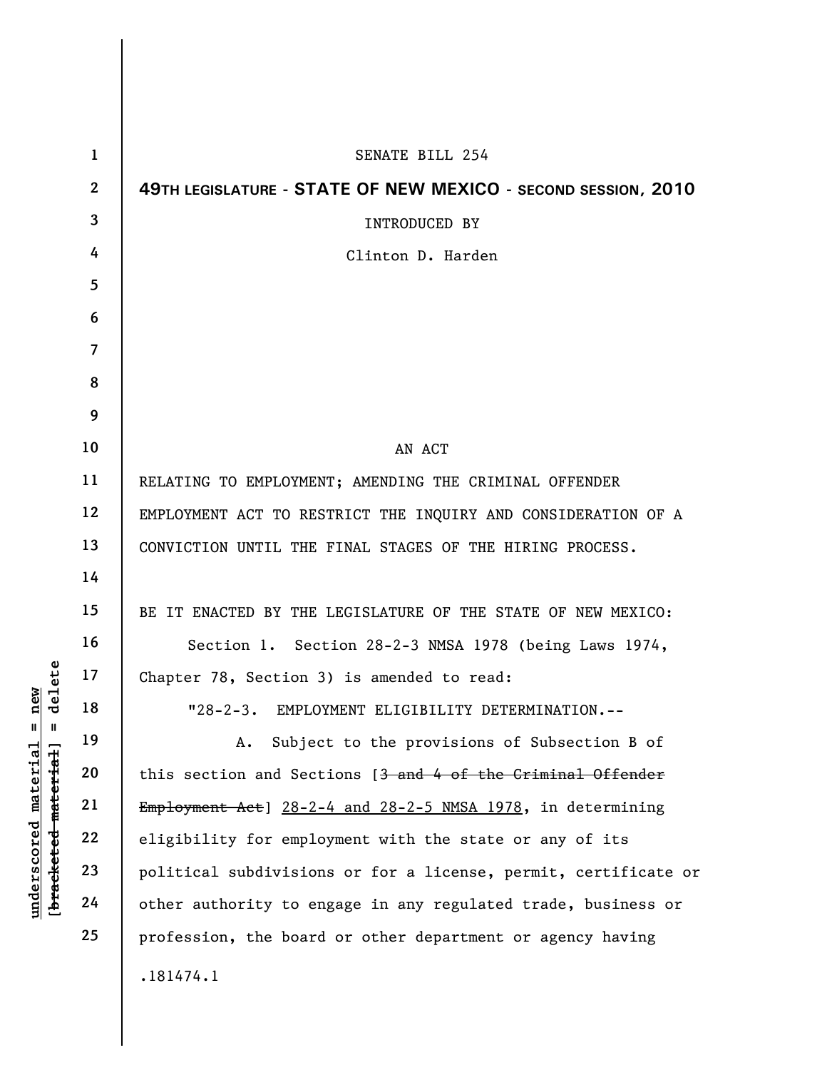SENATE BILL 254

**49TH LEGISLATURE - STATE OF NEW MEXICO - SECOND SESSION, 2010**

INTRODUCED BY

Clinton D. Harden

AN ACT

RELATING TO EMPLOYMENT; AMENDING THE CRIMINAL OFFENDER EMPLOYMENT ACT TO RESTRICT THE INQUIRY AND CONSIDERATION OF A CONVICTION UNTIL THE FINAL STAGES OF THE HIRING PROCESS.

BE IT ENACTED BY THE LEGISLATURE OF THE STATE OF NEW MEXICO:

Section 1. Section 28-2-3 NMSA 1978 (being Laws 1974, Chapter 78, Section 3) is amended to read:

"28-2-3. EMPLOYMENT ELIGIBILITY DETERMINATION.--

A. Subject to the provisions of Subsection B of this section and Sections [~~3 and 4 of the Criminal Offender Employment Act~~] <u>28-2-4 and 28-2-5 NMSA 1978</u>, in determining eligibility for employment with the state or any of its political subdivisions or for a license, permit, certificate or other authority to engage in any regulated trade, business or profession, the board or other department or agency having

.181474.1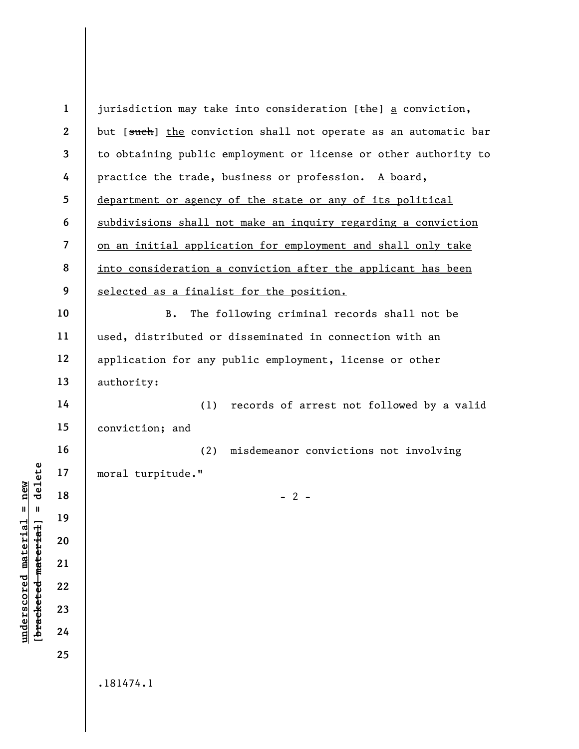jurisdiction may take into consideration [~~the~~] <u>a</u> conviction, but [~~such~~] <u>the</u> conviction shall not operate as an automatic bar to obtaining public employment or license or other authority to practice the trade, business or profession. <u>A board, department or agency of the state or any of its political subdivisions shall not make an inquiry regarding a conviction on an initial application for employment and shall only take into consideration a conviction after the applicant has been selected as a finalist for the position.</u>

B. The following criminal records shall not be used, distributed or disseminated in connection with an application for any public employment, license or other authority:

(1) records of arrest not followed by a valid conviction; and

(2) misdemeanor convictions not involving moral turpitude."

.181474.1